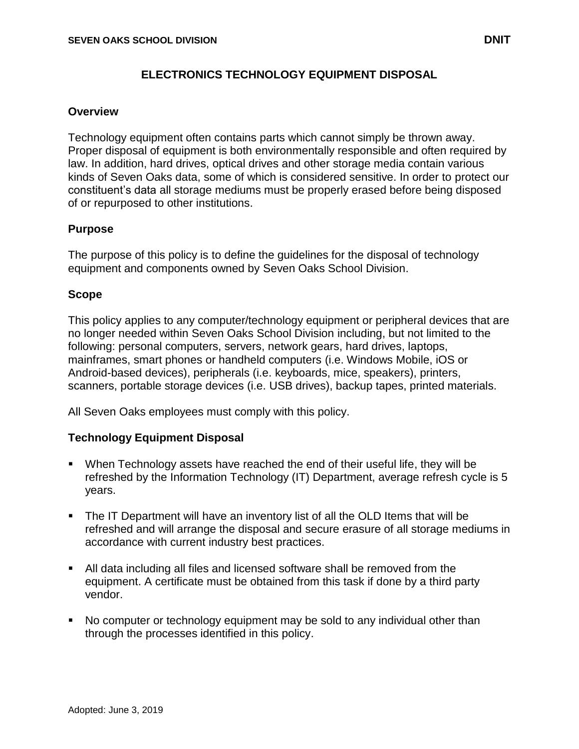# ELECTRONICS TECHNOLOGY EQUIPMENT DISPOSAL

## Overview

Technology equipment often contains parts which cannot simply be thrown away. Proper disposal of equipment is both environmentally responsible and often required by law. In addition, hard drives, optical drives and other storage media contain various kinds of Seven Oaks data, some of which is considered sensitive. In order to protect our constituent's data all storage mediums must be properly erased before being disposed of or repurposed to other institutions.

## Purpose

The purpose of this policy is to define the guidelines for the disposal of technology equipment and components owned by Seven Oaks School Division.

## Scope

This policy applies to any computer/technology equipment or peripheral devices that are no longer needed within Seven Oaks School Division including, but not limited to the following: personal computers, servers, network gears, hard drives, laptops, mainframes, smart phones or handheld computers (i.e. Windows Mobile, iOS or Android-based devices), peripherals (i.e. keyboards, mice, speakers), printers, scanners, portable storage devices (i.e. USB drives), backup tapes, printed materials.

All Seven Oaks employees must comply with this policy.

## Technology Equipment Disposal

- When Technology assets have reached the end of their useful life, they will be refreshed by the Information Technology (IT) Department, average refresh cycle is 5 years.
- The IT Department will have an inventory list of all the OLD Items that will be refreshed and will arrange the disposal and secure erasure of all storage mediums in accordance with current industry best practices.
- All data including all files and licensed software shall be removed from the equipment. A certificate must be obtained from this task if done by a third party vendor.
- No computer or technology equipment may be sold to any individual other than through the processes identified in this policy.

Adopted: June 3, 2019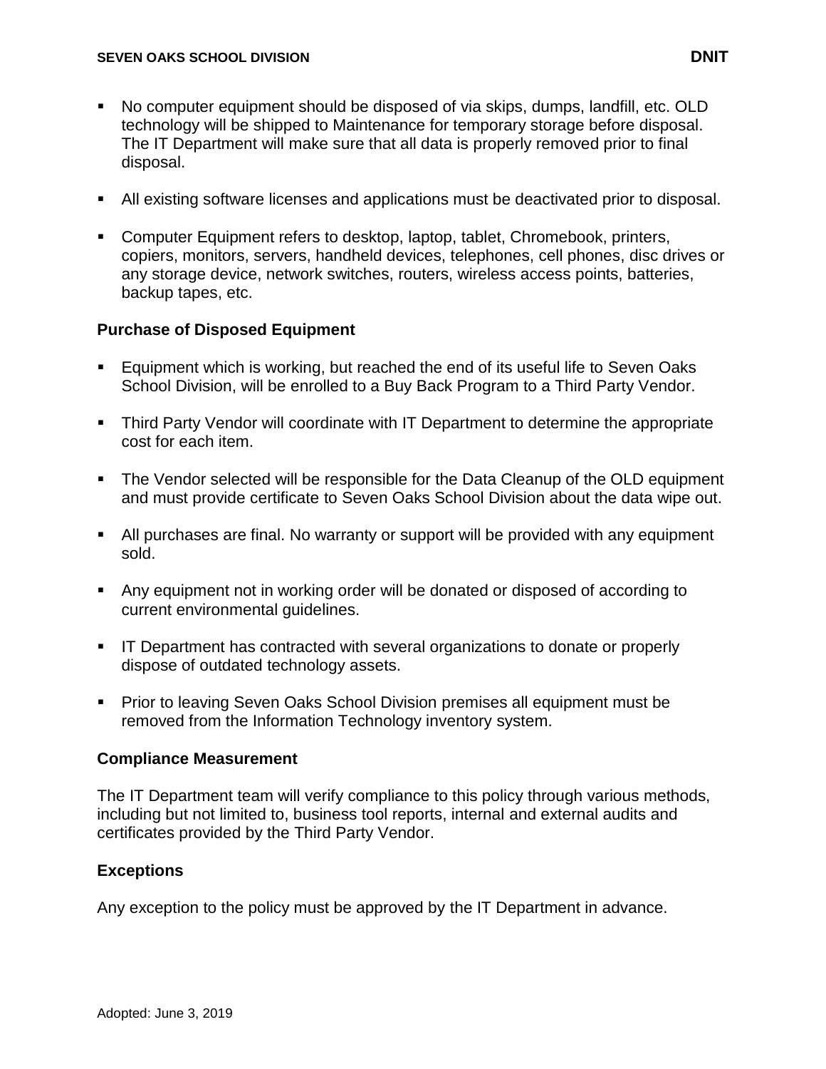- No computer equipment should be disposed of via skips, dumps, landfill, etc. OLD technology will be shipped to Maintenance for temporary storage before disposal. The IT Department will make sure that all data is properly removed prior to final disposal.

- All existing software licenses and applications must be deactivated prior to disposal.

- Computer Equipment refers to desktop, laptop, tablet, Chromebook, printers, copiers, monitors, servers, handheld devices, telephones, cell phones, disc drives or any storage device, network switches, routers, wireless access points, batteries, backup tapes, etc.

**Purchase of Disposed Equipment**

- Equipment which is working, but reached the end of its useful life to Seven Oaks School Division, will be enrolled to a Buy Back Program to a Third Party Vendor.

- Third Party Vendor will coordinate with IT Department to determine the appropriate cost for each item.

- The Vendor selected will be responsible for the Data Cleanup of the OLD equipment and must provide certificate to Seven Oaks School Division about the data wipe out.

- All purchases are final. No warranty or support will be provided with any equipment sold.

- Any equipment not in working order will be donated or disposed of according to current environmental guidelines.

- IT Department has contracted with several organizations to donate or properly dispose of outdated technology assets.

- Prior to leaving Seven Oaks School Division premises all equipment must be removed from the Information Technology inventory system.

**Compliance Measurement**

The IT Department team will verify compliance to this policy through various methods, including but not limited to, business tool reports, internal and external audits and certificates provided by the Third Party Vendor.

**Exceptions**

Any exception to the policy must be approved by the IT Department in advance.

Adopted: June 3, 2019